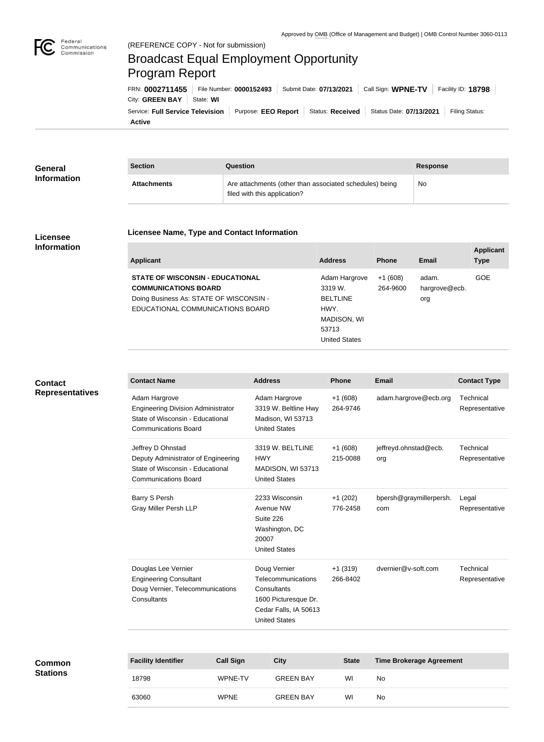Approved by OMB (Office of Management and Budget) | OMB Control Number 3060-0113

(REFERENCE COPY - Not for submission)

# Broadcast Equal Employment Opportunity Program Report

FRN: **0002711455** | File Number: **0000152493** | Submit Date: **07/13/2021** | Call Sign: **WPNE-TV** | Facility ID: **18798** | City: **GREEN BAY** | State: **WI** | Service: **Full Service Television** | Purpose: **EEO Report** | Status: **Received** | Status Date: **07/13/2021** | Filing Status: **Active**

## General Information

| Section | Question | Response |
| --- | --- | --- |
| Attachments | Are attachments (other than associated schedules) being filed with this application? | No |

## Licensee Information

### Licensee Name, Type and Contact Information

| Applicant | Address | Phone | Email | Applicant Type |
| --- | --- | --- | --- | --- |
| **STATE OF WISCONSIN - EDUCATIONAL COMMUNICATIONS BOARD** Doing Business As: STATE OF WISCONSIN - EDUCATIONAL COMMUNICATIONS BOARD | Adam Hargrove 3319 W. BELTLINE HWY. MADISON, WI 53713 United States | +1 (608) 264-9600 | adam.hargrove@ecb.org | GOE |

## Contact Representatives

| Contact Name | Address | Phone | Email | Contact Type |
| --- | --- | --- | --- | --- |
| Adam Hargrove Engineering Division Administrator State of Wisconsin - Educational Communications Board | Adam Hargrove 3319 W. Beltline Hwy Madison, WI 53713 United States | +1 (608) 264-9746 | adam.hargrove@ecb.org | Technical Representative |
| Jeffrey D Ohnstad Deputy Administrator of Engineering State of Wisconsin - Educational Communications Board | 3319 W. BELTLINE HWY MADISON, WI 53713 United States | +1 (608) 215-0088 | jeffreyd.ohnstad@ecb.org | Technical Representative |
| Barry S Persh Gray Miller Persh LLP | 2233 Wisconsin Avenue NW Suite 226 Washington, DC 20007 United States | +1 (202) 776-2458 | bpersh@graymillerpersh.com | Legal Representative |
| Douglas Lee Vernier Engineering Consultant Doug Vernier, Telecommunications Consultants | Doug Vernier Telecommunications Consultants 1600 Picturesque Dr. Cedar Falls, IA 50613 United States | +1 (319) 266-8402 | dvernier@v-soft.com | Technical Representative |

## Common Stations

| Facility Identifier | Call Sign | City | State | Time Brokerage Agreement |
| --- | --- | --- | --- | --- |
| 18798 | WPNE-TV | GREEN BAY | WI | No |
| 63060 | WPNE | GREEN BAY | WI | No |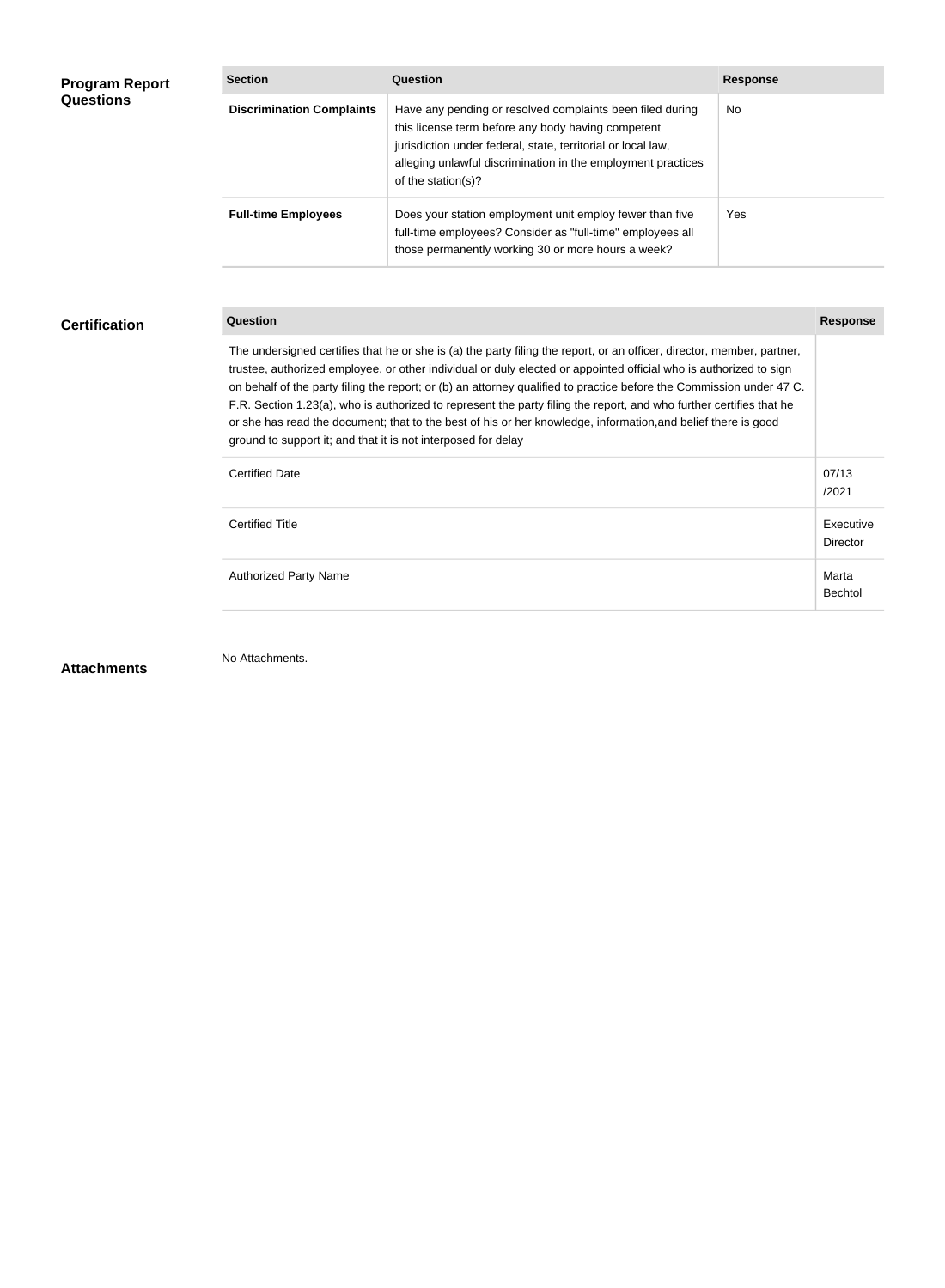## Program Report Questions

| Section | Question | Response |
|---|---|---|
| **Discrimination Complaints** | Have any pending or resolved complaints been filed during this license term before any body having competent jurisdiction under federal, state, territorial or local law, alleging unlawful discrimination in the employment practices of the station(s)? | No |
| **Full-time Employees** | Does your station employment unit employ fewer than five full-time employees? Consider as "full-time" employees all those permanently working 30 or more hours a week? | Yes |

## Certification

| Question | Response |
|---|---|
| The undersigned certifies that he or she is (a) the party filing the report, or an officer, director, member, partner, trustee, authorized employee, or other individual or duly elected or appointed official who is authorized to sign on behalf of the party filing the report; or (b) an attorney qualified to practice before the Commission under 47 C.F.R. Section 1.23(a), who is authorized to represent the party filing the report, and who further certifies that he or she has read the document; that to the best of his or her knowledge, information,and belief there is good ground to support it; and that it is not interposed for delay | |
| Certified Date | 07/13/2021 |
| Certified Title | Executive Director |
| Authorized Party Name | Marta Bechtol |

## Attachments

No Attachments.